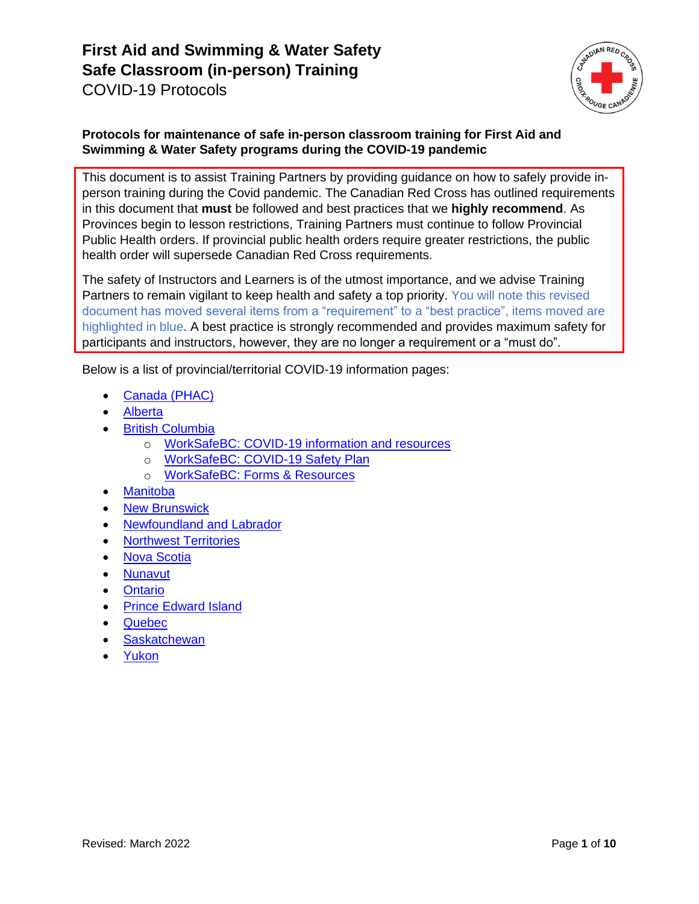# First Aid and Swimming & Water Safety Safe Classroom (in-person) Training

COVID-19 Protocols

**Protocols for maintenance of safe in-person classroom training for First Aid and Swimming & Water Safety programs during the COVID-19 pandemic**

This document is to assist Training Partners by providing guidance on how to safely provide in-person training during the Covid pandemic. The Canadian Red Cross has outlined requirements in this document that **must** be followed and best practices that we **highly recommend**. As Provinces begin to lesson restrictions, Training Partners must continue to follow Provincial Public Health orders. If provincial public health orders require greater restrictions, the public health order will supersede Canadian Red Cross requirements.

The safety of Instructors and Learners is of the utmost importance, and we advise Training Partners to remain vigilant to keep health and safety a top priority. You will note this revised document has moved several items from a "requirement" to a "best practice", items moved are highlighted in blue. A best practice is strongly recommended and provides maximum safety for participants and instructors, however, they are no longer a requirement or a "must do".

Below is a list of provincial/territorial COVID-19 information pages:

- Canada (PHAC)
- Alberta
- British Columbia
  - WorkSafeBC: COVID-19 information and resources
  - WorkSafeBC: COVID-19 Safety Plan
  - WorkSafeBC: Forms & Resources
- Manitoba
- New Brunswick
- Newfoundland and Labrador
- Northwest Territories
- Nova Scotia
- Nunavut
- Ontario
- Prince Edward Island
- Quebec
- Saskatchewan
- Yukon

Revised: March 2022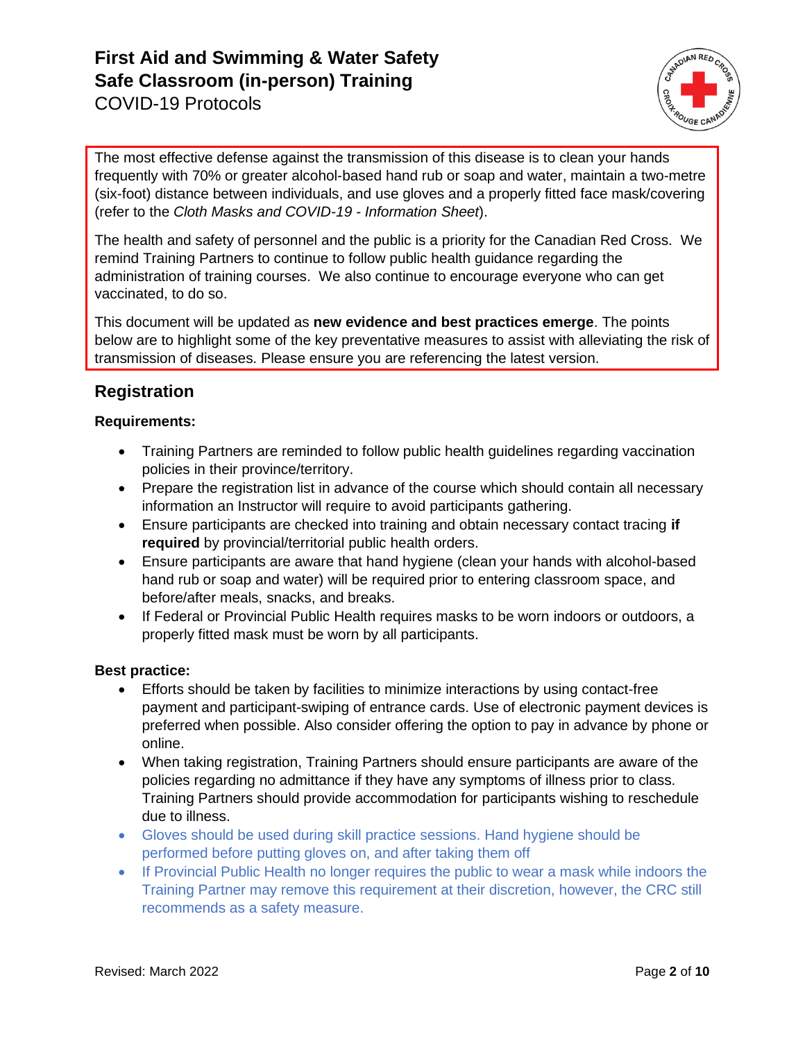# First Aid and Swimming & Water Safety Safe Classroom (in-person) Training

COVID-19 Protocols

The most effective defense against the transmission of this disease is to clean your hands frequently with 70% or greater alcohol-based hand rub or soap and water, maintain a two-metre (six-foot) distance between individuals, and use gloves and a properly fitted face mask/covering (refer to the *Cloth Masks and COVID-19 - Information Sheet*).

The health and safety of personnel and the public is a priority for the Canadian Red Cross. We remind Training Partners to continue to follow public health guidance regarding the administration of training courses. We also continue to encourage everyone who can get vaccinated, to do so.

This document will be updated as **new evidence and best practices emerge**. The points below are to highlight some of the key preventative measures to assist with alleviating the risk of transmission of diseases. Please ensure you are referencing the latest version.

## Registration

**Requirements:**

- Training Partners are reminded to follow public health guidelines regarding vaccination policies in their province/territory.
- Prepare the registration list in advance of the course which should contain all necessary information an Instructor will require to avoid participants gathering.
- Ensure participants are checked into training and obtain necessary contact tracing **if required** by provincial/territorial public health orders.
- Ensure participants are aware that hand hygiene (clean your hands with alcohol-based hand rub or soap and water) will be required prior to entering classroom space, and before/after meals, snacks, and breaks.
- If Federal or Provincial Public Health requires masks to be worn indoors or outdoors, a properly fitted mask must be worn by all participants.

**Best practice:**

- Efforts should be taken by facilities to minimize interactions by using contact-free payment and participant-swiping of entrance cards. Use of electronic payment devices is preferred when possible. Also consider offering the option to pay in advance by phone or online.
- When taking registration, Training Partners should ensure participants are aware of the policies regarding no admittance if they have any symptoms of illness prior to class. Training Partners should provide accommodation for participants wishing to reschedule due to illness.
- Gloves should be used during skill practice sessions. Hand hygiene should be performed before putting gloves on, and after taking them off
- If Provincial Public Health no longer requires the public to wear a mask while indoors the Training Partner may remove this requirement at their discretion, however, the CRC still recommends as a safety measure.

Revised: March 2022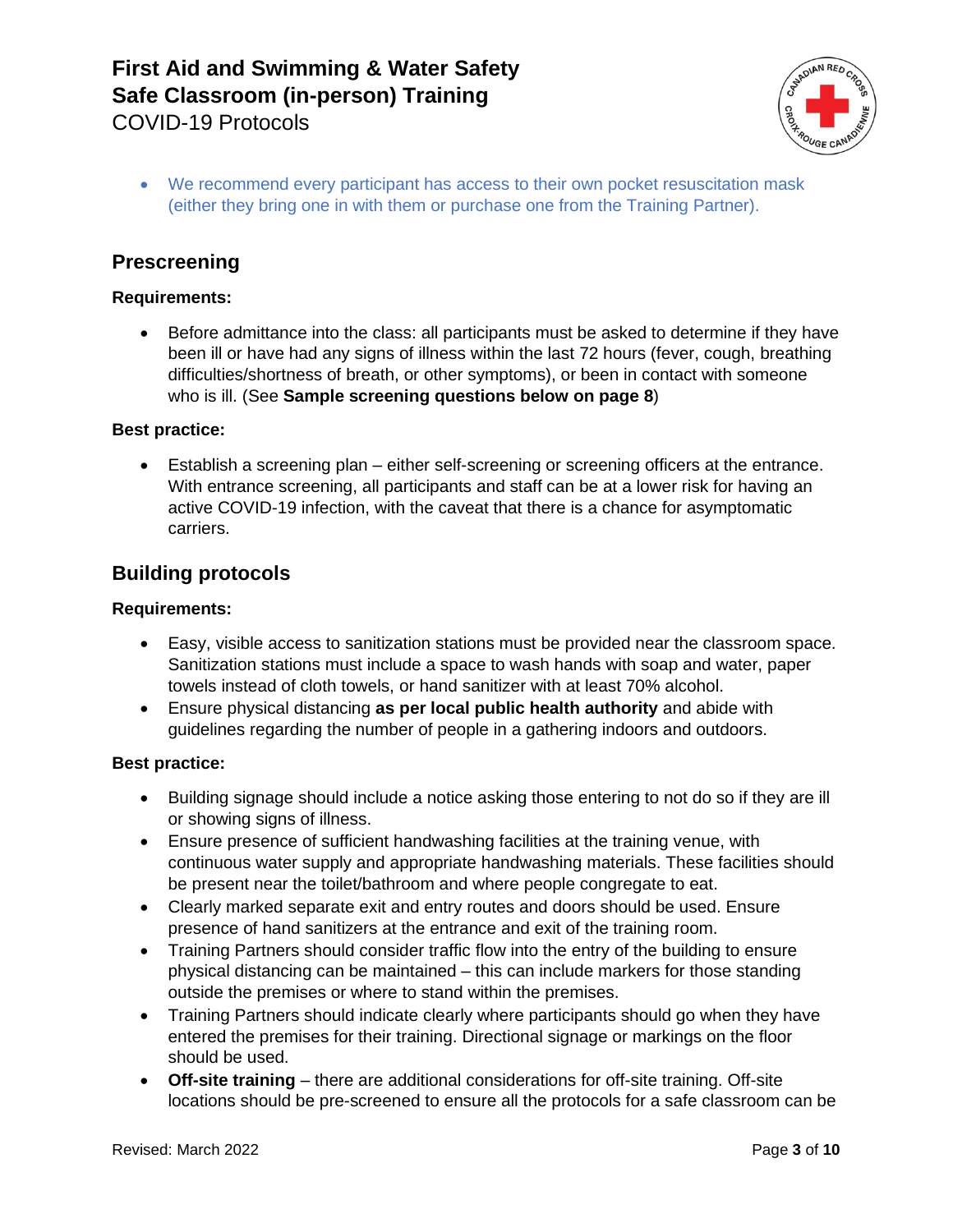- We recommend every participant has access to their own pocket resuscitation mask (either they bring one in with them or purchase one from the Training Partner).

## Prescreening

**Requirements:**

- Before admittance into the class: all participants must be asked to determine if they have been ill or have had any signs of illness within the last 72 hours (fever, cough, breathing difficulties/shortness of breath, or other symptoms), or been in contact with someone who is ill. (See **Sample screening questions below on page 8**)

**Best practice:**

- Establish a screening plan – either self-screening or screening officers at the entrance. With entrance screening, all participants and staff can be at a lower risk for having an active COVID-19 infection, with the caveat that there is a chance for asymptomatic carriers.

## Building protocols

**Requirements:**

- Easy, visible access to sanitization stations must be provided near the classroom space. Sanitization stations must include a space to wash hands with soap and water, paper towels instead of cloth towels, or hand sanitizer with at least 70% alcohol.
- Ensure physical distancing **as per local public health authority** and abide with guidelines regarding the number of people in a gathering indoors and outdoors.

**Best practice:**

- Building signage should include a notice asking those entering to not do so if they are ill or showing signs of illness.
- Ensure presence of sufficient handwashing facilities at the training venue, with continuous water supply and appropriate handwashing materials. These facilities should be present near the toilet/bathroom and where people congregate to eat.
- Clearly marked separate exit and entry routes and doors should be used. Ensure presence of hand sanitizers at the entrance and exit of the training room.
- Training Partners should consider traffic flow into the entry of the building to ensure physical distancing can be maintained – this can include markers for those standing outside the premises or where to stand within the premises.
- Training Partners should indicate clearly where participants should go when they have entered the premises for their training. Directional signage or markings on the floor should be used.
- **Off-site training** – there are additional considerations for off-site training. Off-site locations should be pre-screened to ensure all the protocols for a safe classroom can be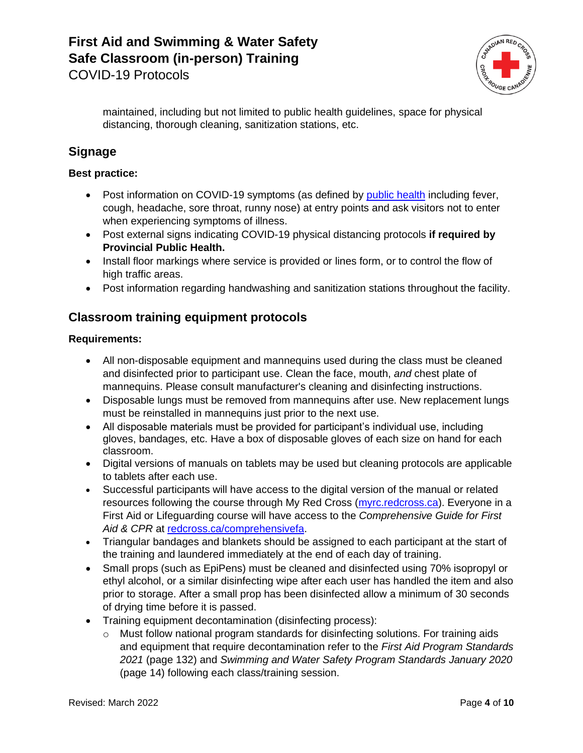maintained, including but not limited to public health guidelines, space for physical distancing, thorough cleaning, sanitization stations, etc.

## Signage

**Best practice:**

- Post information on COVID-19 symptoms (as defined by public health including fever, cough, headache, sore throat, runny nose) at entry points and ask visitors not to enter when experiencing symptoms of illness.
- Post external signs indicating COVID-19 physical distancing protocols **if required by Provincial Public Health.**
- Install floor markings where service is provided or lines form, or to control the flow of high traffic areas.
- Post information regarding handwashing and sanitization stations throughout the facility.

## Classroom training equipment protocols

**Requirements:**

- All non-disposable equipment and mannequins used during the class must be cleaned and disinfected prior to participant use. Clean the face, mouth, *and* chest plate of mannequins. Please consult manufacturer's cleaning and disinfecting instructions.
- Disposable lungs must be removed from mannequins after use. New replacement lungs must be reinstalled in mannequins just prior to the next use.
- All disposable materials must be provided for participant's individual use, including gloves, bandages, etc. Have a box of disposable gloves of each size on hand for each classroom.
- Digital versions of manuals on tablets may be used but cleaning protocols are applicable to tablets after each use.
- Successful participants will have access to the digital version of the manual or related resources following the course through My Red Cross (myrc.redcross.ca). Everyone in a First Aid or Lifeguarding course will have access to the *Comprehensive Guide for First Aid & CPR* at redcross.ca/comprehensivefa.
- Triangular bandages and blankets should be assigned to each participant at the start of the training and laundered immediately at the end of each day of training.
- Small props (such as EpiPens) must be cleaned and disinfected using 70% isopropyl or ethyl alcohol, or a similar disinfecting wipe after each user has handled the item and also prior to storage. After a small prop has been disinfected allow a minimum of 30 seconds of drying time before it is passed.
- Training equipment decontamination (disinfecting process):
  - Must follow national program standards for disinfecting solutions. For training aids and equipment that require decontamination refer to the *First Aid Program Standards 2021* (page 132) and *Swimming and Water Safety Program Standards January 2020* (page 14) following each class/training session.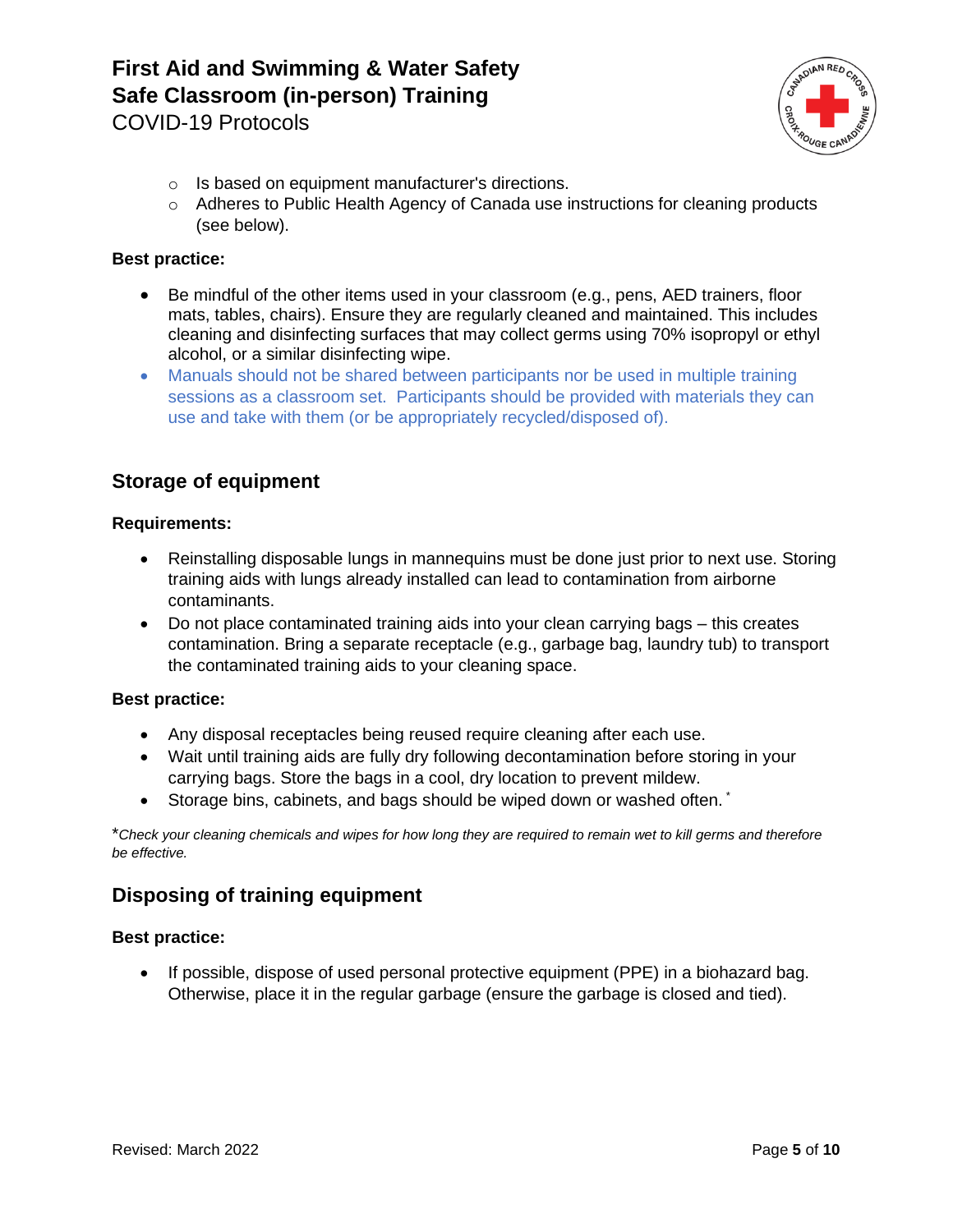- Is based on equipment manufacturer's directions.
    - Adheres to Public Health Agency of Canada use instructions for cleaning products (see below).

**Best practice:**

- Be mindful of the other items used in your classroom (e.g., pens, AED trainers, floor mats, tables, chairs). Ensure they are regularly cleaned and maintained. This includes cleaning and disinfecting surfaces that may collect germs using 70% isopropyl or ethyl alcohol, or a similar disinfecting wipe.
- Manuals should not be shared between participants nor be used in multiple training sessions as a classroom set. Participants should be provided with materials they can use and take with them (or be appropriately recycled/disposed of).

## Storage of equipment

**Requirements:**

- Reinstalling disposable lungs in mannequins must be done just prior to next use. Storing training aids with lungs already installed can lead to contamination from airborne contaminants.
- Do not place contaminated training aids into your clean carrying bags – this creates contamination. Bring a separate receptacle (e.g., garbage bag, laundry tub) to transport the contaminated training aids to your cleaning space.

**Best practice:**

- Any disposal receptacles being reused require cleaning after each use.
- Wait until training aids are fully dry following decontamination before storing in your carrying bags. Store the bags in a cool, dry location to prevent mildew.
- Storage bins, cabinets, and bags should be wiped down or washed often.*

*\*Check your cleaning chemicals and wipes for how long they are required to remain wet to kill germs and therefore be effective.*

## Disposing of training equipment

**Best practice:**

- If possible, dispose of used personal protective equipment (PPE) in a biohazard bag. Otherwise, place it in the regular garbage (ensure the garbage is closed and tied).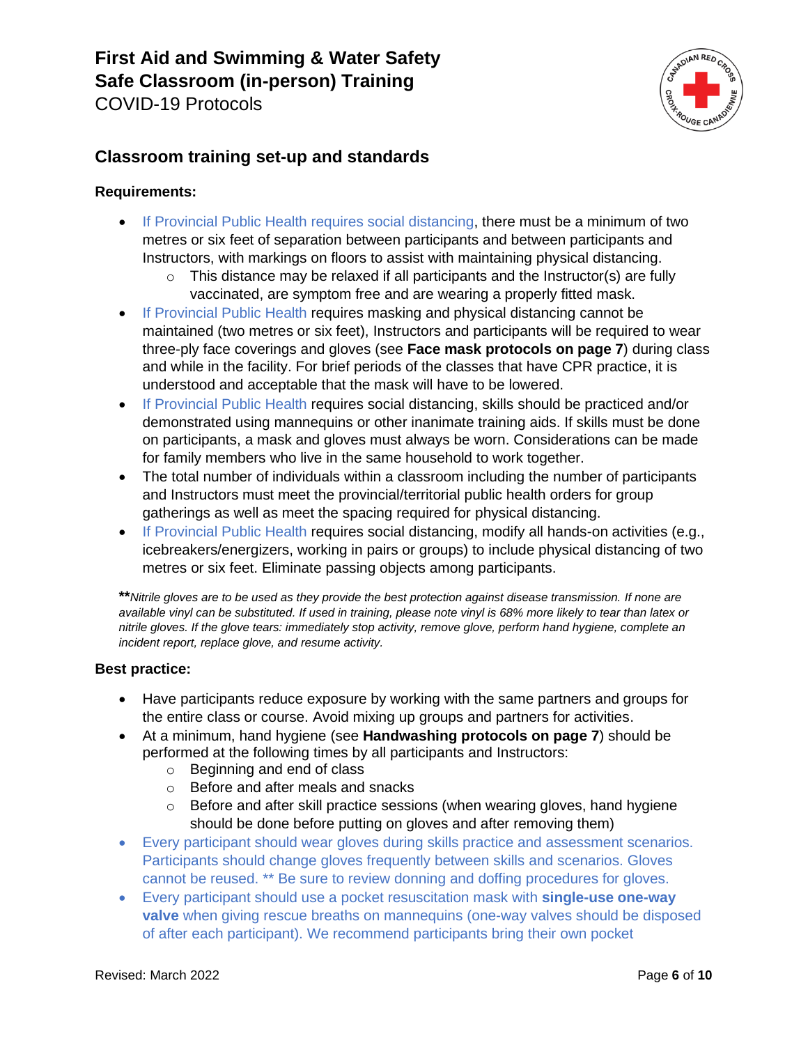# First Aid and Swimming & Water Safety Safe Classroom (in-person) Training

COVID-19 Protocols

## Classroom training set-up and standards

**Requirements:**

- If Provincial Public Health requires social distancing, there must be a minimum of two metres or six feet of separation between participants and between participants and Instructors, with markings on floors to assist with maintaining physical distancing.
  - This distance may be relaxed if all participants and the Instructor(s) are fully vaccinated, are symptom free and are wearing a properly fitted mask.
- If Provincial Public Health requires masking and physical distancing cannot be maintained (two metres or six feet), Instructors and participants will be required to wear three-ply face coverings and gloves (see **Face mask protocols on page 7**) during class and while in the facility. For brief periods of the classes that have CPR practice, it is understood and acceptable that the mask will have to be lowered.
- If Provincial Public Health requires social distancing, skills should be practiced and/or demonstrated using mannequins or other inanimate training aids. If skills must be done on participants, a mask and gloves must always be worn. Considerations can be made for family members who live in the same household to work together.
- The total number of individuals within a classroom including the number of participants and Instructors must meet the provincial/territorial public health orders for group gatherings as well as meet the spacing required for physical distancing.
- If Provincial Public Health requires social distancing, modify all hands-on activities (e.g., icebreakers/energizers, working in pairs or groups) to include physical distancing of two metres or six feet. Eliminate passing objects among participants.

**\*\****Nitrile gloves are to be used as they provide the best protection against disease transmission. If none are available vinyl can be substituted. If used in training, please note vinyl is 68% more likely to tear than latex or nitrile gloves. If the glove tears: immediately stop activity, remove glove, perform hand hygiene, complete an incident report, replace glove, and resume activity.*

**Best practice:**

- Have participants reduce exposure by working with the same partners and groups for the entire class or course. Avoid mixing up groups and partners for activities.
- At a minimum, hand hygiene (see **Handwashing protocols on page 7**) should be performed at the following times by all participants and Instructors:
  - Beginning and end of class
  - Before and after meals and snacks
  - Before and after skill practice sessions (when wearing gloves, hand hygiene should be done before putting on gloves and after removing them)
- Every participant should wear gloves during skills practice and assessment scenarios. Participants should change gloves frequently between skills and scenarios. Gloves cannot be reused. ** Be sure to review donning and doffing procedures for gloves.
- Every participant should use a pocket resuscitation mask with **single-use one-way valve** when giving rescue breaths on mannequins (one-way valves should be disposed of after each participant). We recommend participants bring their own pocket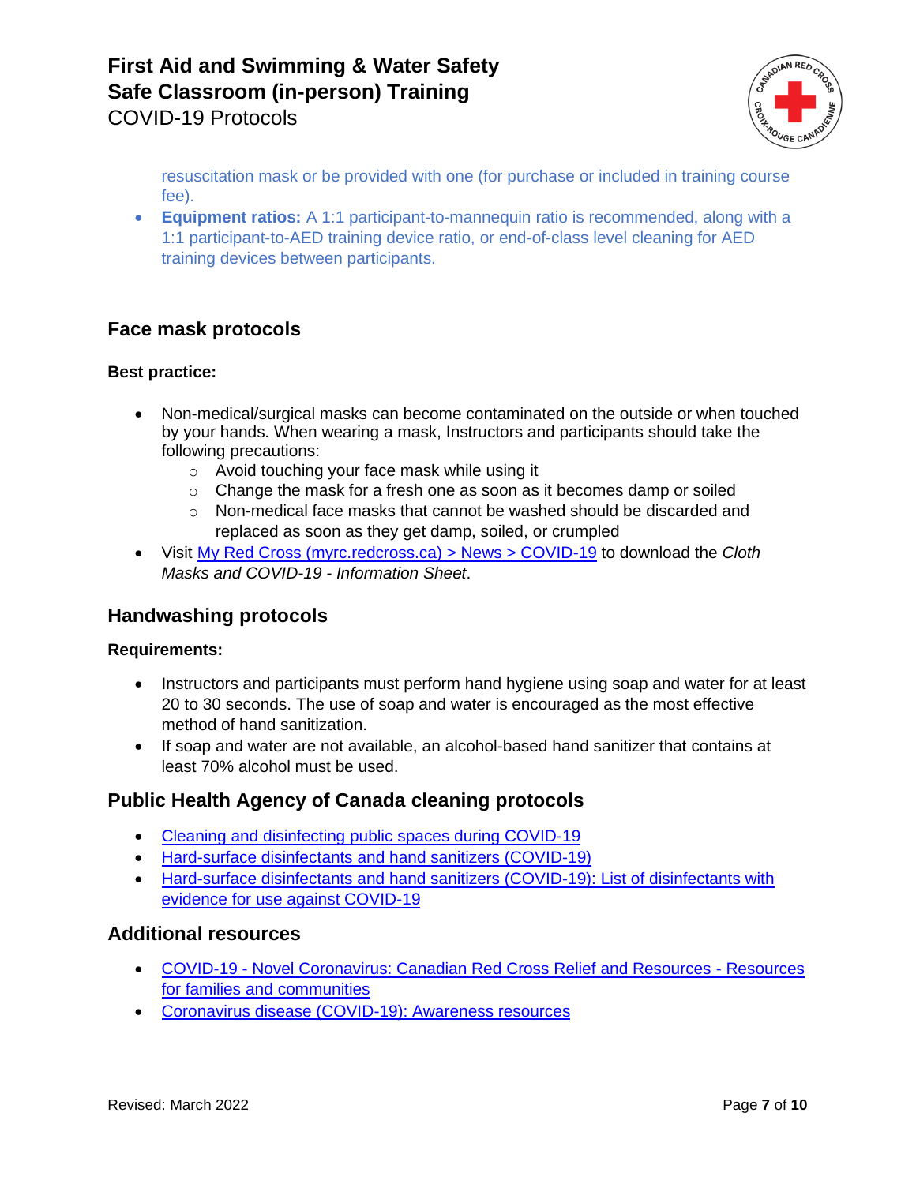resuscitation mask or be provided with one (for purchase or included in training course fee).

- **Equipment ratios:** A 1:1 participant-to-mannequin ratio is recommended, along with a 1:1 participant-to-AED training device ratio, or end-of-class level cleaning for AED training devices between participants.

## Face mask protocols

### Best practice:

- Non-medical/surgical masks can become contaminated on the outside or when touched by your hands. When wearing a mask, Instructors and participants should take the following precautions:
  - Avoid touching your face mask while using it
  - Change the mask for a fresh one as soon as it becomes damp or soiled
  - Non-medical face masks that cannot be washed should be discarded and replaced as soon as they get damp, soiled, or crumpled
- Visit My Red Cross (myrc.redcross.ca) > News > COVID-19 to download the *Cloth Masks and COVID-19 - Information Sheet*.

## Handwashing protocols

### Requirements:

- Instructors and participants must perform hand hygiene using soap and water for at least 20 to 30 seconds. The use of soap and water is encouraged as the most effective method of hand sanitization.
- If soap and water are not available, an alcohol-based hand sanitizer that contains at least 70% alcohol must be used.

## Public Health Agency of Canada cleaning protocols

- Cleaning and disinfecting public spaces during COVID-19
- Hard-surface disinfectants and hand sanitizers (COVID-19)
- Hard-surface disinfectants and hand sanitizers (COVID-19): List of disinfectants with evidence for use against COVID-19

## Additional resources

- COVID-19 - Novel Coronavirus: Canadian Red Cross Relief and Resources - Resources for families and communities
- Coronavirus disease (COVID-19): Awareness resources

Revised: March 2022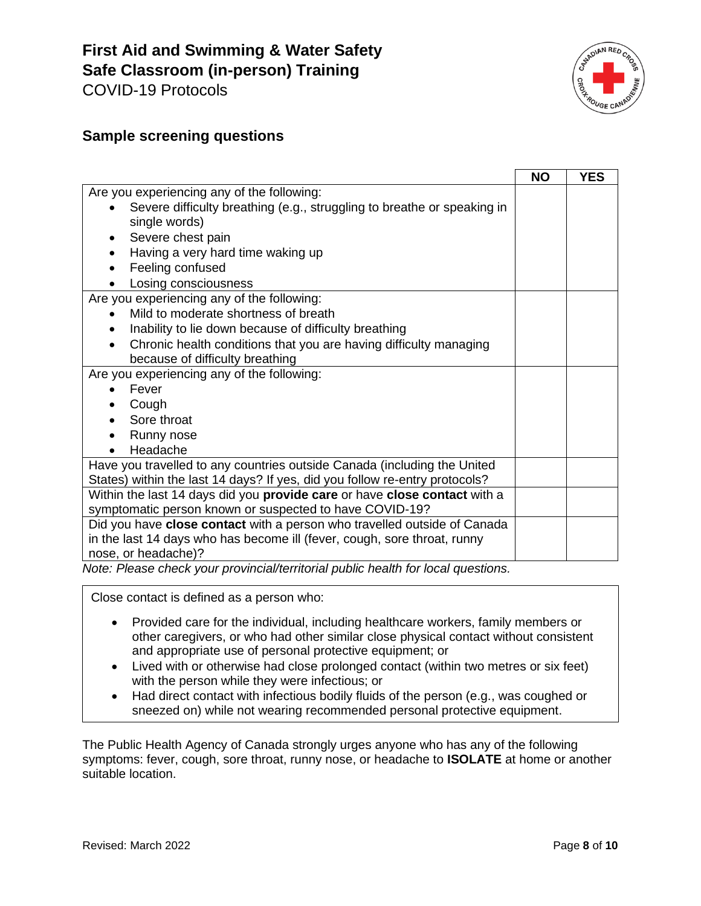# First Aid and Swimming & Water Safety Safe Classroom (in-person) Training

COVID-19 Protocols

## Sample screening questions

| | NO | YES |
|---|---|---|
| Are you experiencing any of the following:<br>• Severe difficulty breathing (e.g., struggling to breathe or speaking in single words)<br>• Severe chest pain<br>• Having a very hard time waking up<br>• Feeling confused<br>• Losing consciousness | | |
| Are you experiencing any of the following:<br>• Mild to moderate shortness of breath<br>• Inability to lie down because of difficulty breathing<br>• Chronic health conditions that you are having difficulty managing because of difficulty breathing | | |
| Are you experiencing any of the following:<br>• Fever<br>• Cough<br>• Sore throat<br>• Runny nose<br>• Headache | | |
| Have you travelled to any countries outside Canada (including the United States) within the last 14 days? If yes, did you follow re-entry protocols? | | |
| Within the last 14 days did you **provide care** or have **close contact** with a symptomatic person known or suspected to have COVID-19? | | |
| Did you have **close contact** with a person who travelled outside of Canada in the last 14 days who has become ill (fever, cough, sore throat, runny nose, or headache)? | | |

*Note: Please check your provincial/territorial public health for local questions.*

Close contact is defined as a person who:

- Provided care for the individual, including healthcare workers, family members or other caregivers, or who had other similar close physical contact without consistent and appropriate use of personal protective equipment; or
- Lived with or otherwise had close prolonged contact (within two metres or six feet) with the person while they were infectious; or
- Had direct contact with infectious bodily fluids of the person (e.g., was coughed or sneezed on) while not wearing recommended personal protective equipment.

The Public Health Agency of Canada strongly urges anyone who has any of the following symptoms: fever, cough, sore throat, runny nose, or headache to **ISOLATE** at home or another suitable location.

Revised: March 2022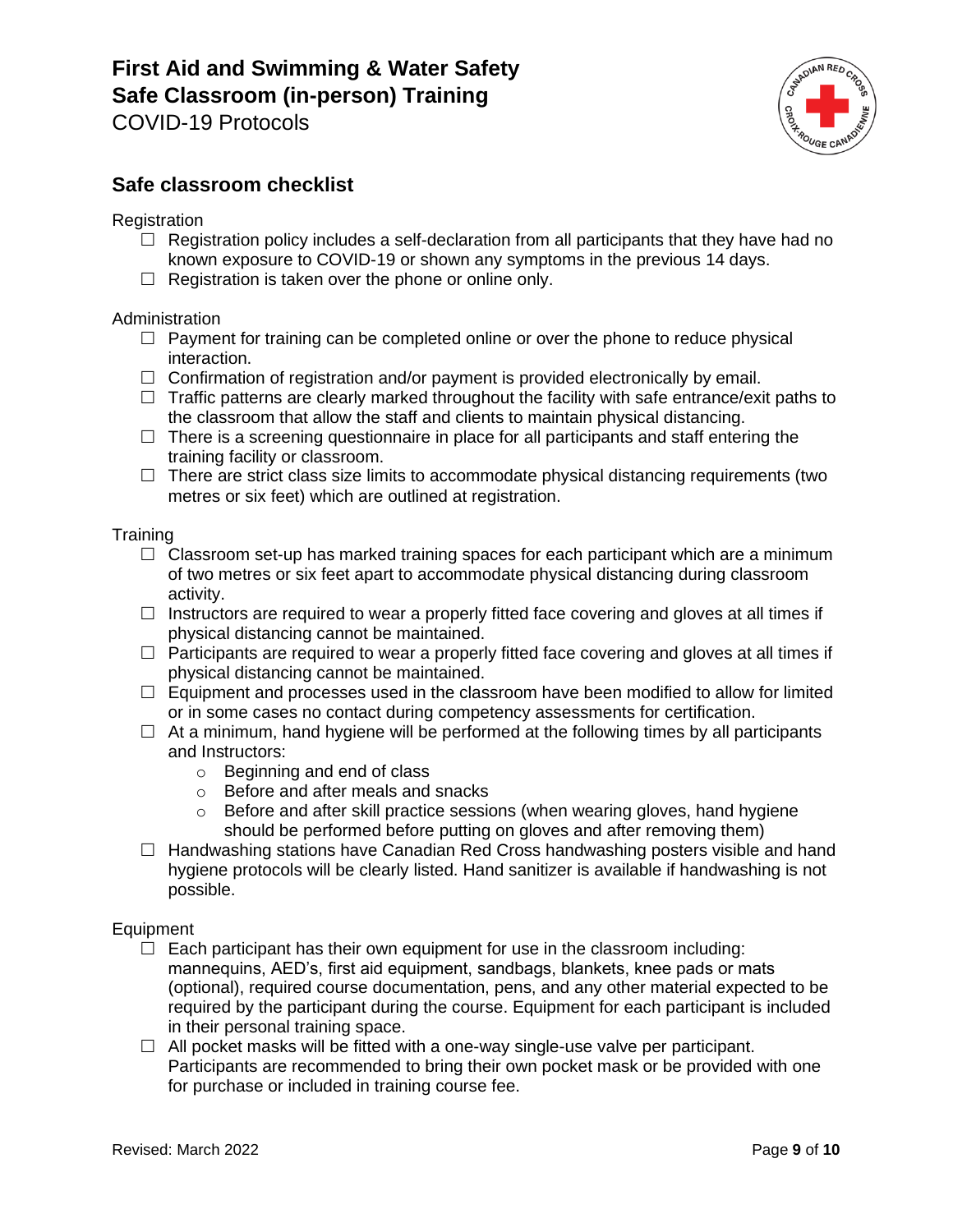# First Aid and Swimming & Water Safety Safe Classroom (in-person) Training

COVID-19 Protocols

## Safe classroom checklist

Registration

- ☐ Registration policy includes a self-declaration from all participants that they have had no known exposure to COVID-19 or shown any symptoms in the previous 14 days.
- ☐ Registration is taken over the phone or online only.

Administration

- ☐ Payment for training can be completed online or over the phone to reduce physical interaction.
- ☐ Confirmation of registration and/or payment is provided electronically by email.
- ☐ Traffic patterns are clearly marked throughout the facility with safe entrance/exit paths to the classroom that allow the staff and clients to maintain physical distancing.
- ☐ There is a screening questionnaire in place for all participants and staff entering the training facility or classroom.
- ☐ There are strict class size limits to accommodate physical distancing requirements (two metres or six feet) which are outlined at registration.

Training

- ☐ Classroom set-up has marked training spaces for each participant which are a minimum of two metres or six feet apart to accommodate physical distancing during classroom activity.
- ☐ Instructors are required to wear a properly fitted face covering and gloves at all times if physical distancing cannot be maintained.
- ☐ Participants are required to wear a properly fitted face covering and gloves at all times if physical distancing cannot be maintained.
- ☐ Equipment and processes used in the classroom have been modified to allow for limited or in some cases no contact during competency assessments for certification.
- ☐ At a minimum, hand hygiene will be performed at the following times by all participants and Instructors:
  - Beginning and end of class
  - Before and after meals and snacks
  - Before and after skill practice sessions (when wearing gloves, hand hygiene should be performed before putting on gloves and after removing them)
- ☐ Handwashing stations have Canadian Red Cross handwashing posters visible and hand hygiene protocols will be clearly listed. Hand sanitizer is available if handwashing is not possible.

Equipment

- ☐ Each participant has their own equipment for use in the classroom including: mannequins, AED's, first aid equipment, sandbags, blankets, knee pads or mats (optional), required course documentation, pens, and any other material expected to be required by the participant during the course. Equipment for each participant is included in their personal training space.
- ☐ All pocket masks will be fitted with a one-way single-use valve per participant. Participants are recommended to bring their own pocket mask or be provided with one for purchase or included in training course fee.

Revised: March 2022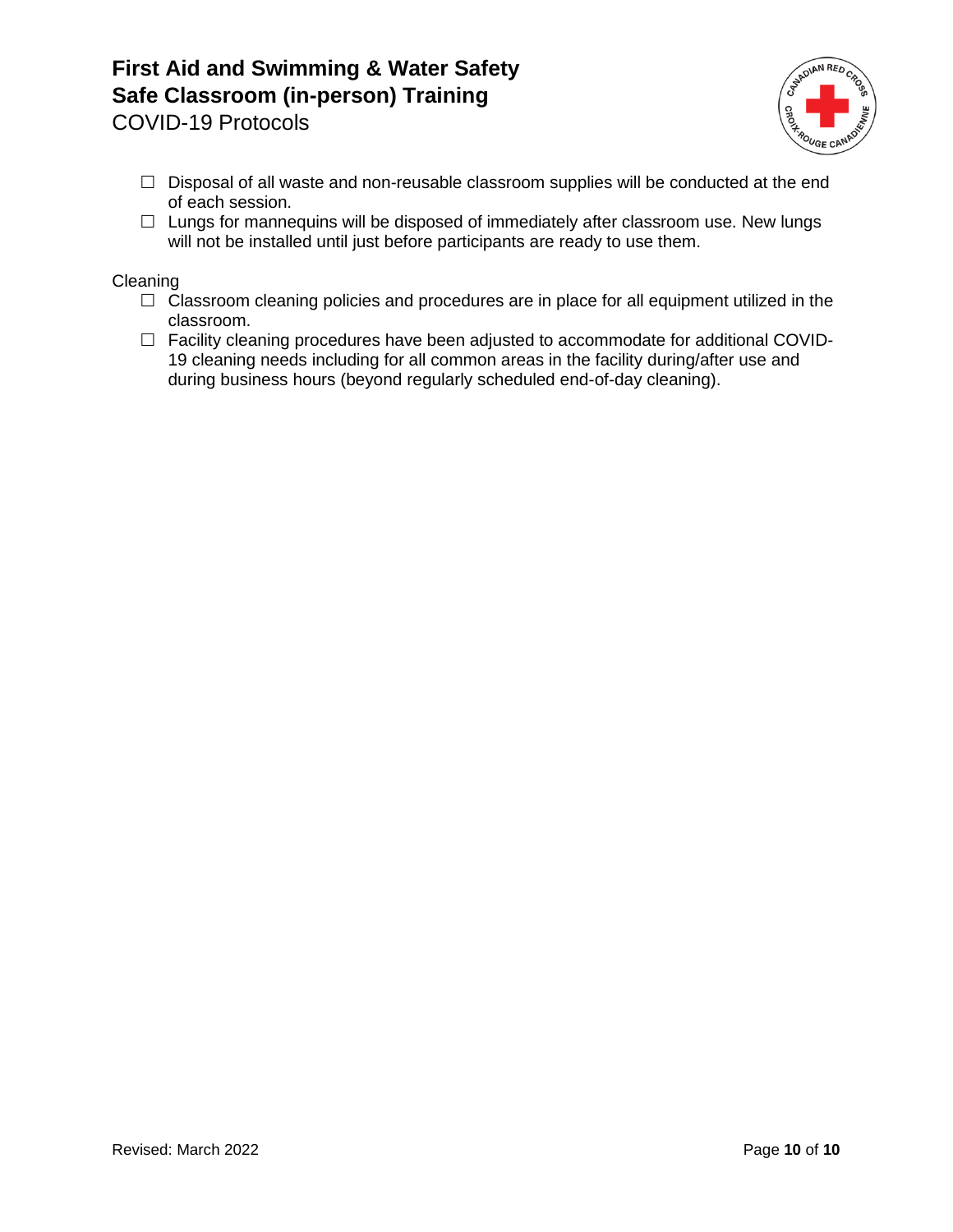- ☐ Disposal of all waste and non-reusable classroom supplies will be conducted at the end of each session.
- ☐ Lungs for mannequins will be disposed of immediately after classroom use. New lungs will not be installed until just before participants are ready to use them.

Cleaning

- ☐ Classroom cleaning policies and procedures are in place for all equipment utilized in the classroom.
- ☐ Facility cleaning procedures have been adjusted to accommodate for additional COVID-19 cleaning needs including for all common areas in the facility during/after use and during business hours (beyond regularly scheduled end-of-day cleaning).